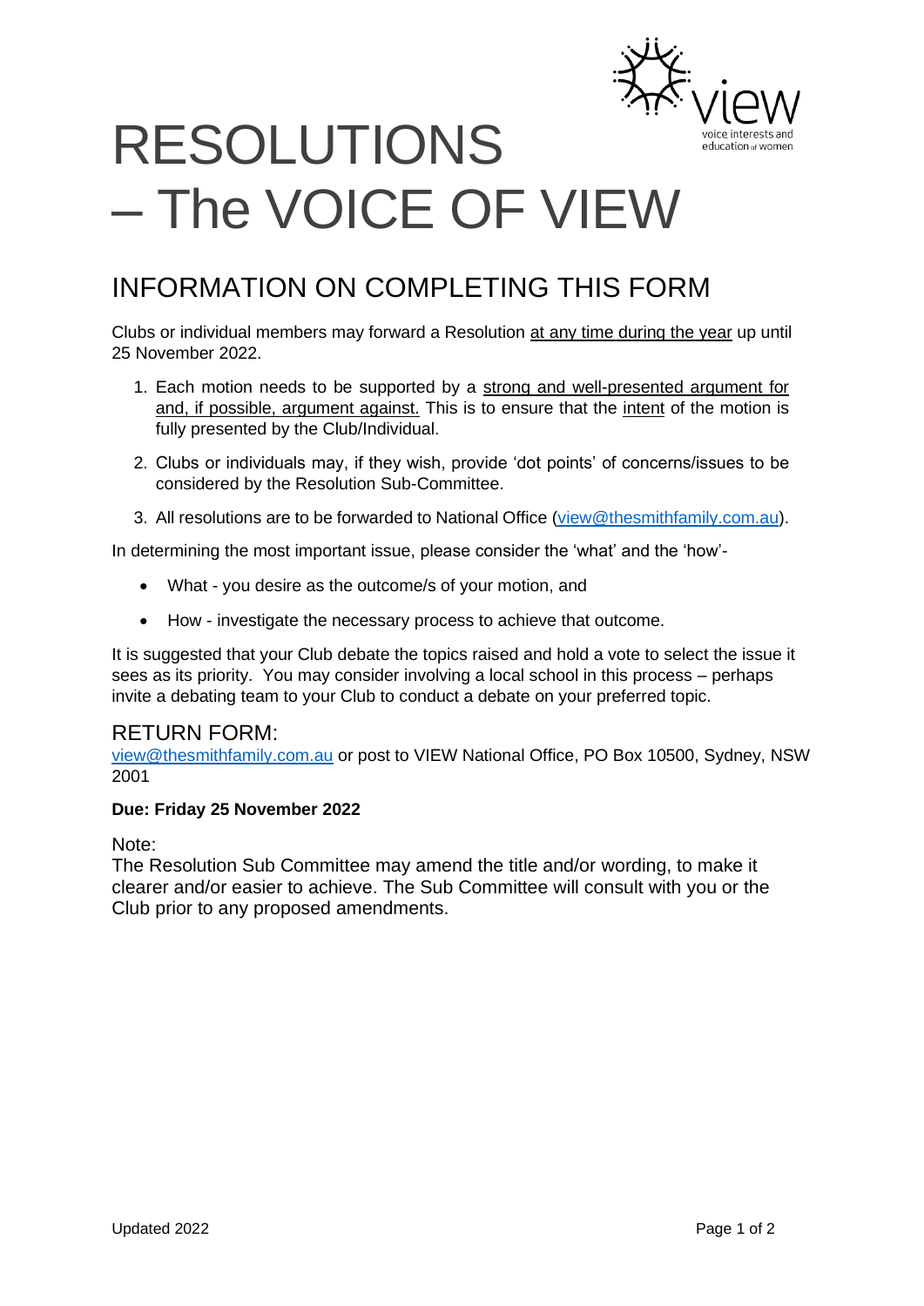# RESOLUTIONS – The VOICE OF VIEW

## INFORMATION ON COMPLETING THIS FORM

Clients or individual members may forward a Resolution at any time during the year up until 25 November 2022.

1. Each motion needs to be supported by a strong and well-presented argument for and, if possible, argument against. This is to ensure that the intent of the motion is fully presented by the Club/Individual.
2. Clubs or individuals may, if they wish, provide 'dot points' of concerns/issues to be considered by the Resolution Sub-Committee.
3. All resolutions are to be forwarded to National Office (view@thesmithfamily.com.au).

In determining the most important issue, please consider the 'what' and the 'how'-

- What - you desire as the outcome/s of your motion, and
- How - investigate the necessary process to achieve that outcome.

It is suggested that your Club debate the topics raised and hold a vote to select the issue it sees as its priority. You may consider involving a local school in this process – perhaps invite a debating team to your Club to conduct a debate on your preferred topic.

### RETURN FORM:

view@thesmithfamily.com.au or post to VIEW National Office, PO Box 10500, Sydney, NSW 2001

**Due: Friday 25 November 2022**

Note:

The Resolution Sub Committee may amend the title and/or wording, to make it clearer and/or easier to achieve. The Sub Committee will consult with you or the Club prior to any proposed amendments.

Updated 2022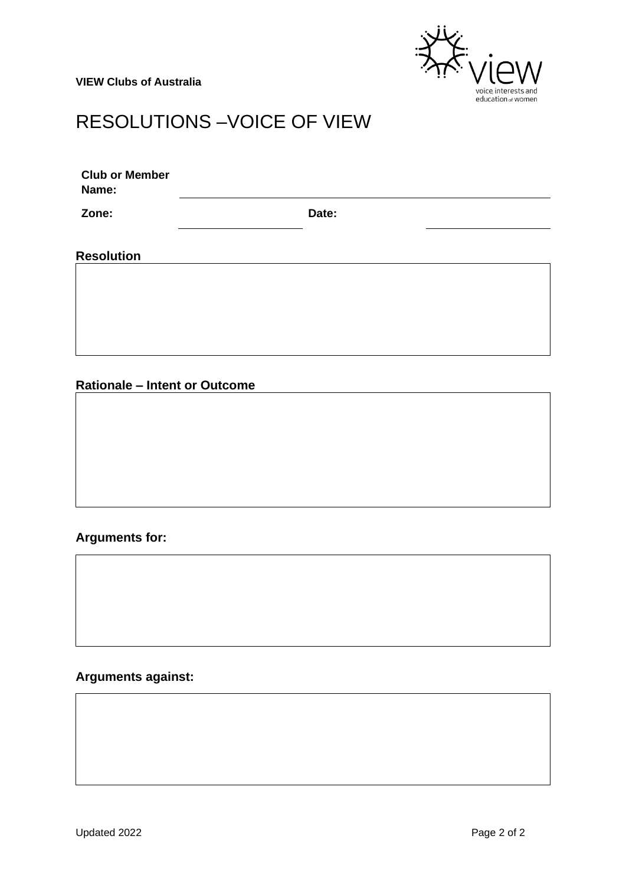**VIEW Clubs of Australia**

# RESOLUTIONS –VOICE OF VIEW

**Club or Member Name:** \_\_\_\_\_\_\_\_\_\_\_\_\_\_\_\_\_\_\_\_\_\_\_\_\_\_\_\_\_\_\_\_\_\_\_\_\_\_\_\_

**Zone:** \_\_\_\_\_\_\_\_\_\_\_\_\_\_\_\_\_\_\_\_ **Date:** \_\_\_\_\_\_\_\_\_\_\_\_\_\_\_\_\_\_\_\_

**Resolution**

**Rationale – Intent or Outcome**

**Arguments for:**

**Arguments against:**

Updated 2022